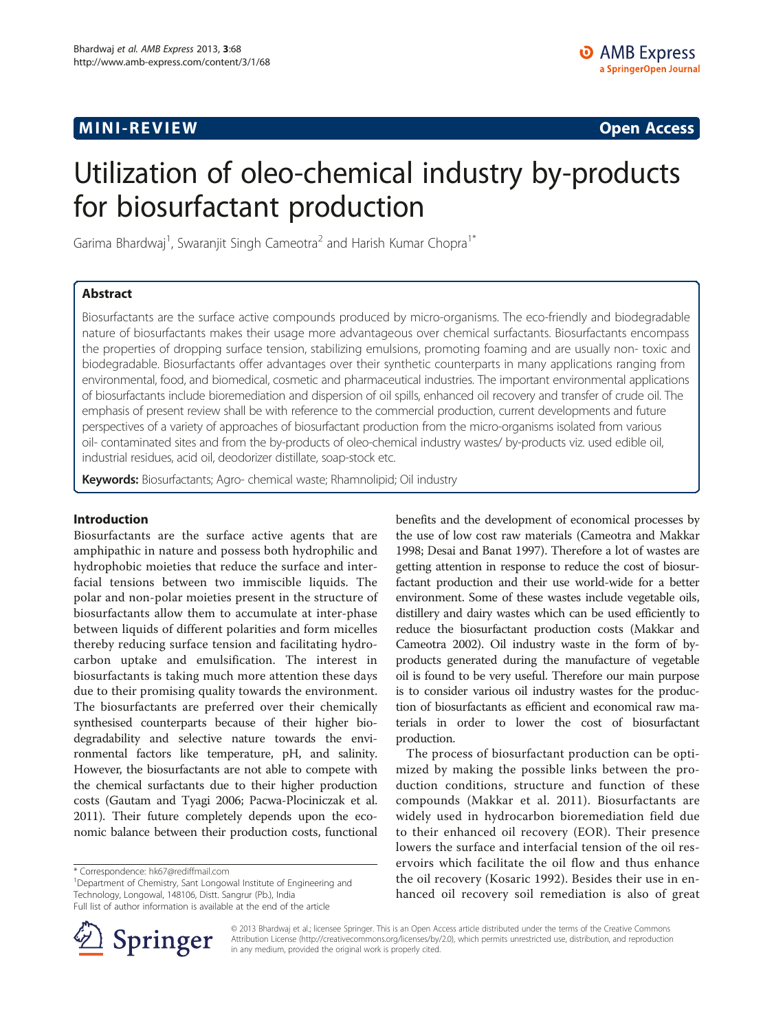MINI-REVIEW **Open Access**

# Utilization of oleo-chemical industry by-products for biosurfactant production

Garima Bhardwaj[1], Swaranjit Singh Cameotra[2] and Harish Kumar Chopra[1*]

## Abstract

Biosurfactants are the surface active compounds produced by micro-organisms. The eco-friendly and biodegradable nature of biosurfactants makes their usage more advantageous over chemical surfactants. Biosurfactants encompass the properties of dropping surface tension, stabilizing emulsions, promoting foaming and are usually non- toxic and biodegradable. Biosurfactants offer advantages over their synthetic counterparts in many applications ranging from environmental, food, and biomedical, cosmetic and pharmaceutical industries. The important environmental applications of biosurfactants include bioremediation and dispersion of oil spills, enhanced oil recovery and transfer of crude oil. The emphasis of present review shall be with reference to the commercial production, current developments and future perspectives of a variety of approaches of biosurfactant production from the micro-organisms isolated from various oil- contaminated sites and from the by-products of oleo-chemical industry wastes/ by-products viz. used edible oil, industrial residues, acid oil, deodorizer distillate, soap-stock etc.

**Keywords:** Biosurfactants; Agro- chemical waste; Rhamnolipid; Oil industry

## Introduction

Biosurfactants are the surface active agents that are amphipathic in nature and possess both hydrophilic and hydrophobic moieties that reduce the surface and interfacial tensions between two immiscible liquids. The polar and non-polar moieties present in the structure of biosurfactants allow them to accumulate at inter-phase between liquids of different polarities and form micelles thereby reducing surface tension and facilitating hydrocarbon uptake and emulsification. The interest in biosurfactants is taking much more attention these days due to their promising quality towards the environment. The biosurfactants are preferred over their chemically synthesised counterparts because of their higher biodegradability and selective nature towards the environmental factors like temperature, pH, and salinity. However, the biosurfactants are not able to compete with the chemical surfactants due to their higher production costs (Gautam and Tyagi 2006; Pacwa-Plociniczak et al. 2011). Their future completely depends upon the economic balance between their production costs, functional benefits and the development of economical processes by the use of low cost raw materials (Cameotra and Makkar 1998; Desai and Banat 1997). Therefore a lot of wastes are getting attention in response to reduce the cost of biosurfactant production and their use world-wide for a better environment. Some of these wastes include vegetable oils, distillery and dairy wastes which can be used efficiently to reduce the biosurfactant production costs (Makkar and Cameotra 2002). Oil industry waste in the form of by-products generated during the manufacture of vegetable oil is found to be very useful. Therefore our main purpose is to consider various oil industry wastes for the production of biosurfactants as efficient and economical raw materials in order to lower the cost of biosurfactant production.

The process of biosurfactant production can be optimized by making the possible links between the production conditions, structure and function of these compounds (Makkar et al. 2011). Biosurfactants are widely used in hydrocarbon bioremediation field due to their enhanced oil recovery (EOR). Their presence lowers the surface and interfacial tension of the oil reservoirs which facilitate the oil flow and thus enhance the oil recovery (Kosaric 1992). Besides their use in enhanced oil recovery soil remediation is also of great

\* Correspondence: hk67@rediffmail.com
[1]Department of Chemistry, Sant Longowal Institute of Engineering and Technology, Longowal, 148106, Distt. Sangrur (Pb.), India
Full list of author information is available at the end of the article

© 2013 Bhardwaj et al.; licensee Springer. This is an Open Access article distributed under the terms of the Creative Commons Attribution License (http://creativecommons.org/licenses/by/2.0), which permits unrestricted use, distribution, and reproduction in any medium, provided the original work is properly cited.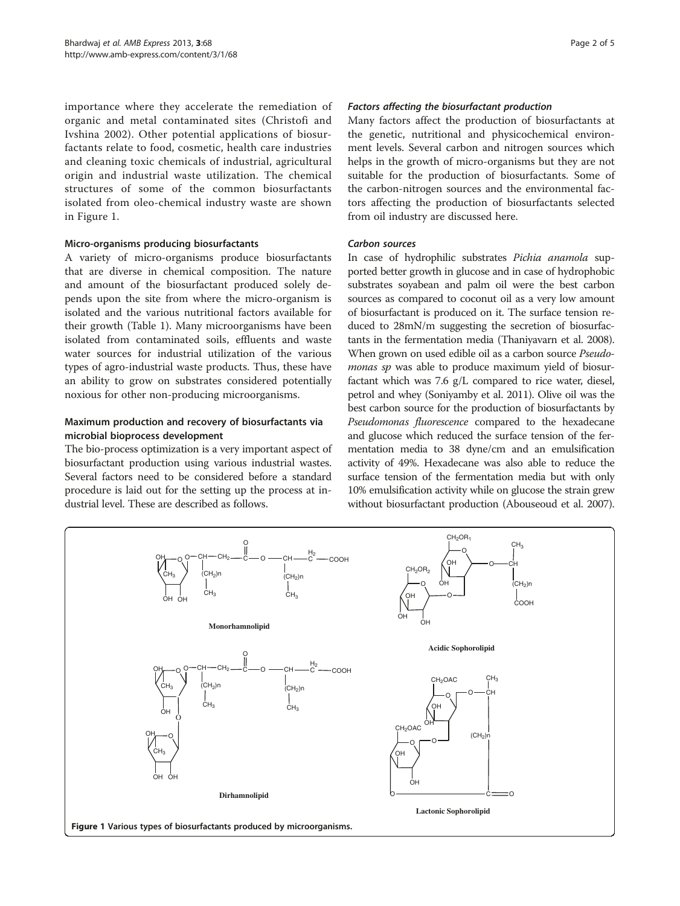importance where they accelerate the remediation of organic and metal contaminated sites (Christofi and Ivshina 2002). Other potential applications of biosurfactants relate to food, cosmetic, health care industries and cleaning toxic chemicals of industrial, agricultural origin and industrial waste utilization. The chemical structures of some of the common biosurfactants isolated from oleo-chemical industry waste are shown in Figure 1.

### Micro-organisms producing biosurfactants

A variety of micro-organisms produce biosurfactants that are diverse in chemical composition. The nature and amount of the biosurfactant produced solely depends upon the site from where the micro-organism is isolated and the various nutritional factors available for their growth (Table 1). Many microorganisms have been isolated from contaminated soils, effluents and waste water sources for industrial utilization of the various types of agro-industrial waste products. Thus, these have an ability to grow on substrates considered potentially noxious for other non-producing microorganisms.

### Maximum production and recovery of biosurfactants via microbial bioprocess development

The bio-process optimization is a very important aspect of biosurfactant production using various industrial wastes. Several factors need to be considered before a standard procedure is laid out for the setting up the process at industrial level. These are described as follows.

#### *Factors affecting the biosurfactant production*

Many factors affect the production of biosurfactants at the genetic, nutritional and physicochemical environment levels. Several carbon and nitrogen sources which helps in the growth of micro-organisms but they are not suitable for the production of biosurfactants. Some of the carbon-nitrogen sources and the environmental factors affecting the production of biosurfactants selected from oil industry are discussed here.

#### *Carbon sources*

In case of hydrophilic substrates *Pichia anamola* supported better growth in glucose and in case of hydrophobic substrates soyabean and palm oil were the best carbon sources as compared to coconut oil as a very low amount of biosurfactant is produced on it. The surface tension reduced to 28mN/m suggesting the secretion of biosurfactants in the fermentation media (Thaniyavarn et al. 2008). When grown on used edible oil as a carbon source *Pseudomonas sp* was able to produce maximum yield of biosurfactant which was 7.6 g/L compared to rice water, diesel, petrol and whey (Soniyamby et al. 2011). Olive oil was the best carbon source for the production of biosurfactants by *Pseudomonas fluorescence* compared to the hexadecane and glucose which reduced the surface tension of the fermentation media to 38 dyne/cm and an emulsification activity of 49%. Hexadecane was also able to reduce the surface tension of the fermentation media but with only 10% emulsification activity while on glucose the strain grew without biosurfactant production (Abouseoud et al. 2007).

**Figure 1 Various types of biosurfactants produced by microorganisms.**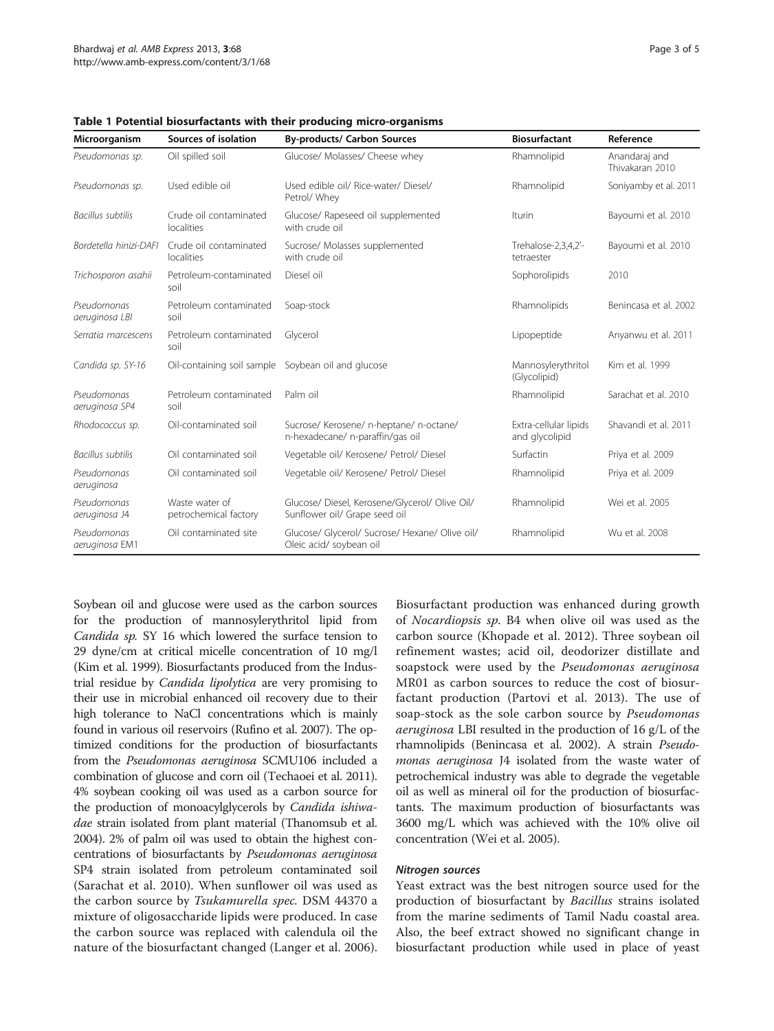**Table 1 Potential biosurfactants with their producing micro-organisms**

| Microorganism | Sources of isolation | By-products/ Carbon Sources | Biosurfactant | Reference |
|---|---|---|---|---|
| *Pseudomonas sp.* | Oil spilled soil | Glucose/ Molasses/ Cheese whey | Rhamnolipid | Anandaraj and Thivakaran 2010 |
| *Pseudomonas sp.* | Used edible oil | Used edible oil/ Rice-water/ Diesel/ Petrol/ Whey | Rhamnolipid | Soniyamby et al. 2011 |
| *Bacillus subtilis* | Crude oil contaminated localities | Glucose/ Rapeseed oil supplemented with crude oil | Iturin | Bayoumi et al. 2010 |
| *Bordetella hinizi-DAFI* | Crude oil contaminated localities | Sucrose/ Molasses supplemented with crude oil | Trehalose-2,3,4,2′-tetraester | Bayoumi et al. 2010 |
| *Trichosporon asahii* | Petroleum-contaminated soil | Diesel oil | Sophorolipids | 2010 |
| *Pseudomonas aeruginosa LBI* | Petroleum contaminated soil | Soap-stock | Rhamnolipids | Benincasa et al. 2002 |
| *Serratia marcescens* | Petroleum contaminated soil | Glycerol | Lipopeptide | Anyanwu et al. 2011 |
| *Candida sp. SY-16* | Oil-containing soil sample | Soybean oil and glucose | Mannosylerythritol (Glycolipid) | Kim et al. 1999 |
| *Pseudomonas aeruginosa SP4* | Petroleum contaminated soil | Palm oil | Rhamnolipid | Sarachat et al. 2010 |
| *Rhodococcus sp.* | Oil-contaminated soil | Sucrose/ Kerosene/ n-heptane/ n-octane/ n-hexadecane/ n-paraffin/gas oil | Extra-cellular lipids and glycolipid | Shavandi et al. 2011 |
| *Bacillus subtilis* | Oil contaminated soil | Vegetable oil/ Kerosene/ Petrol/ Diesel | Surfactin | Priya et al. 2009 |
| *Pseudomonas aeruginosa* | Oil contaminated soil | Vegetable oil/ Kerosene/ Petrol/ Diesel | Rhamnolipid | Priya et al. 2009 |
| *Pseudomonas aeruginosa J4* | Waste water of petrochemical factory | Glucose/ Diesel, Kerosene/Glycerol/ Olive Oil/ Sunflower oil/ Grape seed oil | Rhamnolipid | Wei et al. 2005 |
| *Pseudomonas aeruginosa EM1* | Oil contaminated site | Glucose/ Glycerol/ Sucrose/ Hexane/ Olive oil/ Oleic acid/ soybean oil | Rhamnolipid | Wu et al. 2008 |

Soybean oil and glucose were used as the carbon sources for the production of mannosylerythritol lipid from *Candida sp.* SY 16 which lowered the surface tension to 29 dyne/cm at critical micelle concentration of 10 mg/l (Kim et al. 1999). Biosurfactants produced from the Industrial residue by *Candida lipolytica* are very promising to their use in microbial enhanced oil recovery due to their high tolerance to NaCl concentrations which is mainly found in various oil reservoirs (Rufino et al. 2007). The optimized conditions for the production of biosurfactants from the *Pseudomonas aeruginosa* SCMU106 included a combination of glucose and corn oil (Techaoei et al. 2011). 4% soybean cooking oil was used as a carbon source for the production of monoacylglycerols by *Candida ishiwadae* strain isolated from plant material (Thanomsub et al. 2004). 2% of palm oil was used to obtain the highest concentrations of biosurfactants by *Pseudomonas aeruginosa* SP4 strain isolated from petroleum contaminated soil (Sarachat et al. 2010). When sunflower oil was used as the carbon source by *Tsukamurella spec.* DSM 44370 a mixture of oligosaccharide lipids were produced. In case the carbon source was replaced with calendula oil the nature of the biosurfactant changed (Langer et al. 2006). Biosurfactant production was enhanced during growth of *Nocardiopsis sp.* B4 when olive oil was used as the carbon source (Khopade et al. 2012). Three soybean oil refinement wastes; acid oil, deodorizer distillate and soapstock were used by the *Pseudomonas aeruginosa* MR01 as carbon sources to reduce the cost of biosurfactant production (Partovi et al. 2013). The use of soap-stock as the sole carbon source by *Pseudomonas aeruginosa* LBI resulted in the production of 16 g/L of the rhamnolipids (Benincasa et al. 2002). A strain *Pseudomonas aeruginosa* J4 isolated from the waste water of petrochemical industry was able to degrade the vegetable oil as well as mineral oil for the production of biosurfactants. The maximum production of biosurfactants was 3600 mg/L which was achieved with the 10% olive oil concentration (Wei et al. 2005).

#### *Nitrogen sources*

Yeast extract was the best nitrogen source used for the production of biosurfactant by *Bacillus* strains isolated from the marine sediments of Tamil Nadu coastal area. Also, the beef extract showed no significant change in biosurfactant production while used in place of yeast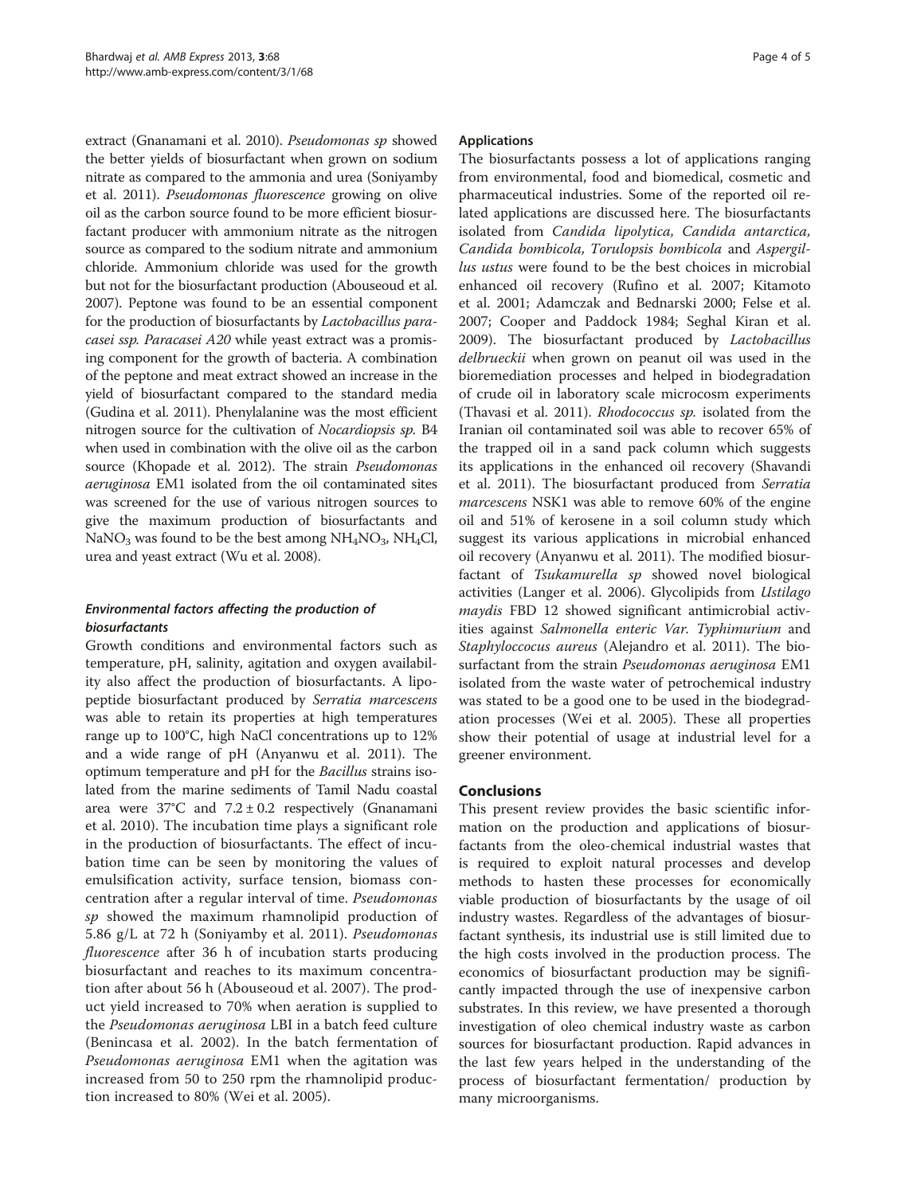extract (Gnanamani et al. 2010). *Pseudomonas sp* showed the better yields of biosurfactant when grown on sodium nitrate as compared to the ammonia and urea (Soniyamby et al. 2011). *Pseudomonas fluorescence* growing on olive oil as the carbon source found to be more efficient biosurfactant producer with ammonium nitrate as the nitrogen source as compared to the sodium nitrate and ammonium chloride. Ammonium chloride was used for the growth but not for the biosurfactant production (Abouseoud et al. 2007). Peptone was found to be an essential component for the production of biosurfactants by *Lactobacillus paracasei ssp. Paracasei A20* while yeast extract was a promising component for the growth of bacteria. A combination of the peptone and meat extract showed an increase in the yield of biosurfactant compared to the standard media (Gudina et al. 2011). Phenylalanine was the most efficient nitrogen source for the cultivation of *Nocardiopsis sp.* B4 when used in combination with the olive oil as the carbon source (Khopade et al. 2012). The strain *Pseudomonas aeruginosa* EM1 isolated from the oil contaminated sites was screened for the use of various nitrogen sources to give the maximum production of biosurfactants and $NaNO_3$ was found to be the best among $NH_4NO_3$, $NH_4Cl$, urea and yeast extract (Wu et al. 2008).

#### *Environmental factors affecting the production of biosurfactants*

Growth conditions and environmental factors such as temperature, pH, salinity, agitation and oxygen availability also affect the production of biosurfactants. A lipopeptide biosurfactant produced by *Serratia marcescens* was able to retain its properties at high temperatures range up to 100°C, high NaCl concentrations up to 12% and a wide range of pH (Anyanwu et al. 2011). The optimum temperature and pH for the *Bacillus* strains isolated from the marine sediments of Tamil Nadu coastal area were 37°C and $7.2 \pm 0.2$ respectively (Gnanamani et al. 2010). The incubation time plays a significant role in the production of biosurfactants. The effect of incubation time can be seen by monitoring the values of emulsification activity, surface tension, biomass concentration after a regular interval of time. *Pseudomonas sp* showed the maximum rhamnolipid production of 5.86 g/L at 72 h (Soniyamby et al. 2011). *Pseudomonas fluorescence* after 36 h of incubation starts producing biosurfactant and reaches to its maximum concentration after about 56 h (Abouseoud et al. 2007). The product yield increased to 70% when aeration is supplied to the *Pseudomonas aeruginosa* LBI in a batch feed culture (Benincasa et al. 2002). In the batch fermentation of *Pseudomonas aeruginosa* EM1 when the agitation was increased from 50 to 250 rpm the rhamnolipid production increased to 80% (Wei et al. 2005).

### Applications

The biosurfactants possess a lot of applications ranging from environmental, food and biomedical, cosmetic and pharmaceutical industries. Some of the reported oil related applications are discussed here. The biosurfactants isolated from *Candida lipolytica, Candida antarctica, Candida bombicola, Torulopsis bombicola* and *Aspergillus ustus* were found to be the best choices in microbial enhanced oil recovery (Rufino et al. 2007; Kitamoto et al. 2001; Adamczak and Bednarski 2000; Felse et al. 2007; Cooper and Paddock 1984; Seghal Kiran et al. 2009). The biosurfactant produced by *Lactobacillus delbrueckii* when grown on peanut oil was used in the bioremediation processes and helped in biodegradation of crude oil in laboratory scale microcosm experiments (Thavasi et al. 2011). *Rhodococcus sp.* isolated from the Iranian oil contaminated soil was able to recover 65% of the trapped oil in a sand pack column which suggests its applications in the enhanced oil recovery (Shavandi et al. 2011). The biosurfactant produced from *Serratia marcescens* NSK1 was able to remove 60% of the engine oil and 51% of kerosene in a soil column study which suggest its various applications in microbial enhanced oil recovery (Anyanwu et al. 2011). The modified biosurfactant of *Tsukamurella sp* showed novel biological activities (Langer et al. 2006). Glycolipids from *Ustilago maydis* FBD 12 showed significant antimicrobial activities against *Salmonella enteric Var. Typhimurium* and *Staphyloccocus aureus* (Alejandro et al. 2011). The biosurfactant from the strain *Pseudomonas aeruginosa* EM1 isolated from the waste water of petrochemical industry was stated to be a good one to be used in the biodegradation processes (Wei et al. 2005). These all properties show their potential of usage at industrial level for a greener environment.

## Conclusions

This present review provides the basic scientific information on the production and applications of biosurfactants from the oleo-chemical industrial wastes that is required to exploit natural processes and develop methods to hasten these processes for economically viable production of biosurfactants by the usage of oil industry wastes. Regardless of the advantages of biosurfactant synthesis, its industrial use is still limited due to the high costs involved in the production process. The economics of biosurfactant production may be significantly impacted through the use of inexpensive carbon substrates. In this review, we have presented a thorough investigation of oleo chemical industry waste as carbon sources for biosurfactant production. Rapid advances in the last few years helped in the understanding of the process of biosurfactant fermentation/ production by many microorganisms.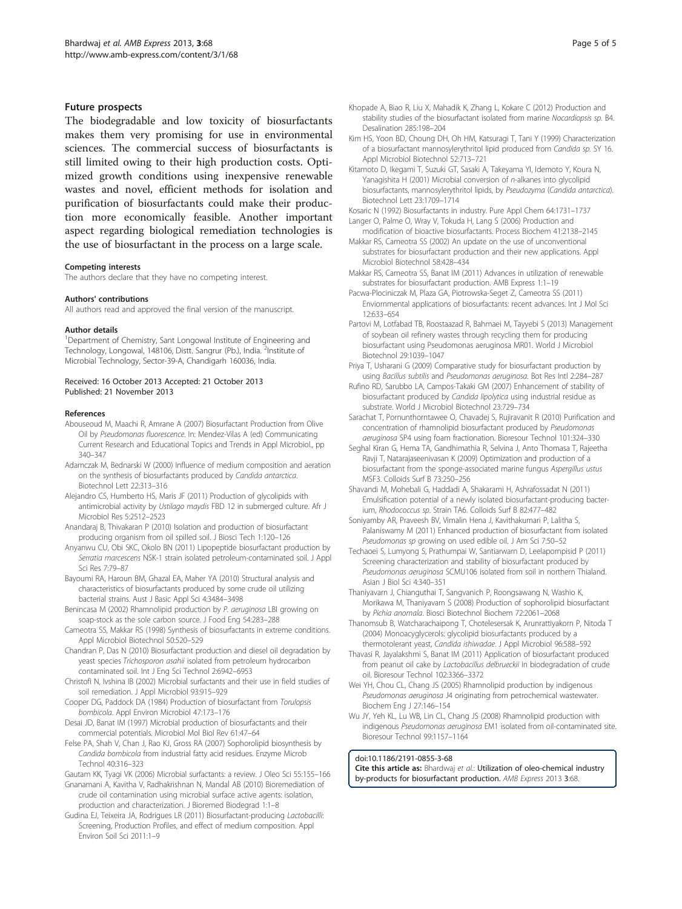## Future prospects

The biodegradable and low toxicity of biosurfactants makes them very promising for use in environmental sciences. The commercial success of biosurfactants is still limited owing to their high production costs. Optimized growth conditions using inexpensive renewable wastes and novel, efficient methods for isolation and purification of biosurfactants could make their production more economically feasible. Another important aspect regarding biological remediation technologies is the use of biosurfactant in the process on a large scale.

#### Competing interests

The authors declare that they have no competing interest.

#### Authors' contributions

All authors read and approved the final version of the manuscript.

#### Author details

[1]Department of Chemistry, Sant Longowal Institute of Engineering and Technology, Longowal, 148106, Distt. Sangrur (Pb.), India. [2]Institute of Microbial Technology, Sector-39-A, Chandigarh 160036, India.

Received: 16 October 2013 Accepted: 21 October 2013
Published: 21 November 2013

#### References

Abouseoud M, Maachi R, Amrane A (2007) Biosurfactant Production from Olive Oil by *Pseudomonas fluorescence*. In: Mendez-Vilas A (ed) Communicating Current Research and Educational Topics and Trends in Appl Microbiol., pp 340–347

Adamczak M, Bednarski W (2000) Influence of medium composition and aeration on the synthesis of biosurfactants produced by *Candida antarctica*. Biotechnol Lett 22:313–316

Alejandro CS, Humberto HS, Maris JF (2011) Production of glycolipids with antimicrobial activity by *Ustilago maydis* FBD 12 in submerged culture. Afr J Microbiol Res 5:2512–2523

Anandaraj B, Thivakaran P (2010) Isolation and production of biosurfactant producing organism from oil spilled soil. J Biosci Tech 1:120–126

Anyanwu CU, Obi SKC, Okolo BN (2011) Lipopeptide biosurfactant production by *Serratia marcescens* NSK-1 strain isolated petroleum-contaminated soil. J Appl Sci Res 7:79–87

Bayoumi RA, Haroun BM, Ghazal EA, Maher YA (2010) Structural analysis and characteristics of biosurfactants produced by some crude oil utilizing bacterial strains. Aust J Basic Appl Sci 4:3484–3498

Benincasa M (2002) Rhamnolipid production by *P. aeruginosa* LBI growing on soap-stock as the sole carbon source. J Food Eng 54:283–288

Cameotra SS, Makkar RS (1998) Synthesis of biosurfactants in extreme conditions. Appl Microbiol Biotechnol 50:520–529

Chandran P, Das N (2010) Biosurfactant production and diesel oil degradation by yeast species *Trichosporon asahii* isolated from petroleum hydrocarbon contaminated soil. Int J Eng Sci Technol 2:6942–6953

Christofi N, Ivshina IB (2002) Microbial surfactants and their use in field studies of soil remediation. J Appl Microbiol 93:915–929

Cooper DG, Paddock DA (1984) Production of biosurfactant from *Torulopsis bombicola*. Appl Environ Microbiol 47:173–176

Desai JD, Banat IM (1997) Microbial production of biosurfactants and their commercial potentials. Microbiol Mol Biol Rev 61:47–64

Felse PA, Shah V, Chan J, Rao KJ, Gross RA (2007) Sophorolipid biosynthesis by *Candida bombicola* from industrial fatty acid residues. Enzyme Microb Technol 40:316–323

Gautam KK, Tyagi VK (2006) Microbial surfactants: a review. J Oleo Sci 55:155–166

Gnanamani A, Kavitha V, Radhakrishnan N, Mandal AB (2010) Bioremediation of crude oil contamination using microbial surface active agents: isolation, production and characterization. J Bioremed Biodegrad 1:1–8

Gudina EJ, Teixeira JA, Rodrigues LR (2011) Biosurfactant-producing *Lactobacilli*: Screening, Production Profiles, and effect of medium composition. Appl Environ Soil Sci 2011:1–9

Khopade A, Biao R, Liu X, Mahadik K, Zhang L, Kokare C (2012) Production and stability studies of the biosurfactant isolated from marine *Nocardiopsis sp.* B4. Desalination 285:198–204

Kim HS, Yoon BD, Choung DH, Oh HM, Katsuragi T, Tani Y (1999) Characterization of a biosurfactant mannosylerythritol lipid produced from *Candida sp.* SY 16. Appl Microbiol Biotechnol 52:713–721

Kitamoto D, Ikegami T, Suzuki GT, Sasaki A, Takeyama YI, Idemoto Y, Koura N, Yanagishita H (2001) Microbial conversion of *n*-alkanes into glycolipid biosurfactants, mannosylerythritol lipids, by *Pseudozyma* (*Candida antarctica*). Biotechnol Lett 23:1709–1714

Kosaric N (1992) Biosurfactants in industry. Pure Appl Chem 64:1731–1737

Langer O, Palme O, Wray V, Tokuda H, Lang S (2006) Production and modification of bioactive biosurfactants. Process Biochem 41:2138–2145

Makkar RS, Cameotra SS (2002) An update on the use of unconventional substrates for biosurfactant production and their new applications. Appl Microbiol Biotechnol 58:428–434

Makkar RS, Cameotra SS, Banat IM (2011) Advances in utilization of renewable substrates for biosurfactant production. AMB Express 1:1–19

Pacwa-Plociniczak M, Plaza GA, Piotrowska-Seget Z, Cameotra SS (2011) Enviornmental applications of biosurfactants: recent advances. Int J Mol Sci 12:633–654

Partovi M, Lotfabad TB, Roostaazad R, Bahmaei M, Tayyebi S (2013) Management of soybean oil refinery wastes through recycling them for producing biosurfactant using Pseudomonas aeruginosa MR01. World J Microbiol Biotechnol 29:1039–1047

Priya T, Usharani G (2009) Comparative study for biosurfactant production by using *Bacillus subtilis* and *Pseudomonas aeruginosa*. Bot Res Intl 2:284–287

Rufino RD, Sarubbo LA, Campos-Takaki GM (2007) Enhancement of stability of biosurfactant produced by *Candida lipolytica* using industrial residue as substrate. World J Microbiol Biotechnol 23:729–734

Sarachat T, Pornunthorntawee O, Chavadej S, Rujiravanit R (2010) Purification and concentration of rhamnolipid biosurfactant produced by *Pseudomonas aeruginosa* SP4 using foam fractionation. Bioresour Technol 101:324–330

Seghal Kiran G, Hema TA, Gandhimathia R, Selvina J, Anto Thomasa T, Rajeetha Ravji T, Natarajaseenivasan K (2009) Optimization and production of a biosurfactant from the sponge-associated marine fungus *Aspergillus ustus* MSF3. Colloids Surf B 73:250–256

Shavandi M, Mohebali G, Haddadi A, Shakarami H, Ashrafossadat N (2011) Emulsification potential of a newly isolated biosurfactant-producing bacterium, *Rhodococcus sp.* Strain TA6. Colloids Surf B 82:477–482

Soniyamby AR, Praveesh BV, Vimalin Hena J, Kavithakumari P, Lalitha S, Palaniswamy M (2011) Enhanced production of biosurfactant from isolated *Pseudomonas sp* growing on used edible oil. J Am Sci 7:50–52

Techaoei S, Lumyong S, Prathumpai W, Santiarwarn D, Leelapornpisid P (2011) Screening characterization and stability of biosurfactant produced by *Pseudomonas aeruginosa* SCMU106 isolated from soil in northern Thialand. Asian J Biol Sci 4:340–351

Thaniyavarn J, Chianguthai T, Sangvanich P, Roongsawang N, Washio K, Morikawa M, Thaniyavarn S (2008) Production of sophorolipid biosurfactant by *Pichia anomala*. Biosci Biotechnol Biochem 72:2061–2068

Thanomsub B, Watcharachaipong T, Chotelesersak K, Arunrattiyakorn P, Nitoda T (2004) Monoacylglycerols: glycolipid biosurfactants produced by a thermotolerant yeast, *Candida ishiwadae*. J Appl Microbiol 96:588–592

Thavasi R, Jayalakshmi S, Banat IM (2011) Application of biosurfactant produced from peanut oil cake by *Lactobacillus delbrueckii* in biodegradation of crude oil. Bioresour Technol 102:3366–3372

Wei YH, Chou CL, Chang JS (2005) Rhamnolipid production by indigenous *Pseudomonas aeruginosa* J4 originating from petrochemical wastewater. Biochem Eng J 27:146–154

Wu JY, Yeh KL, Lu WB, Lin CL, Chang JS (2008) Rhamnolipid production with indigenous *Pseudomonas aeruginosa* EM1 isolated from oil-contaminated site. Bioresour Technol 99:1157–1164

doi:10.1186/2191-0855-3-68

**Cite this article as:** Bhardwaj *et al.*: Utilization of oleo-chemical industry by-products for biosurfactant production. *AMB Express* 2013 **3**:68.